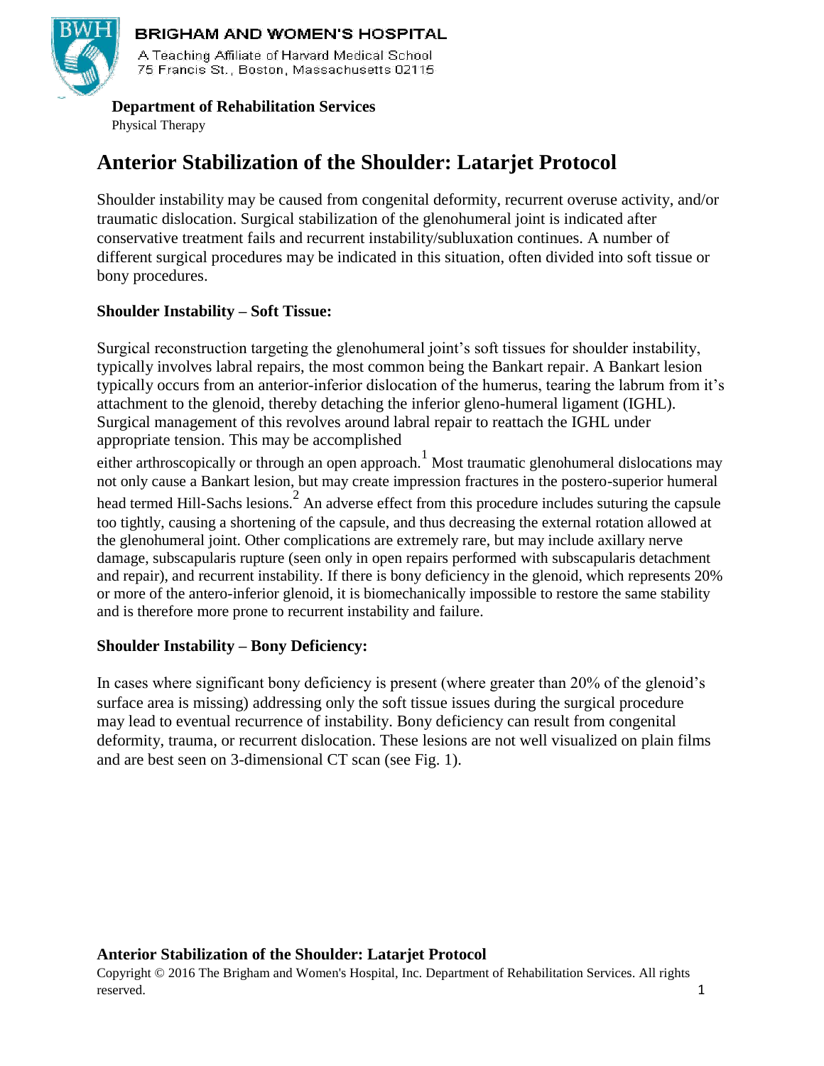**BRIGHAM AND WOMEN'S HOSPITAL**

A Teaching Affiliate of Harvard Medical School
75 Francis St., Boston, Massachusetts 02115

**Department of Rehabilitation Services**
Physical Therapy

# Anterior Stabilization of the Shoulder: Latarjet Protocol

Shoulder instability may be caused from congenital deformity, recurrent overuse activity, and/or traumatic dislocation. Surgical stabilization of the glenohumeral joint is indicated after conservative treatment fails and recurrent instability/subluxation continues. A number of different surgical procedures may be indicated in this situation, often divided into soft tissue or bony procedures.

### Shoulder Instability – Soft Tissue:

Surgical reconstruction targeting the glenohumeral joint's soft tissues for shoulder instability, typically involves labral repairs, the most common being the Bankart repair. A Bankart lesion typically occurs from an anterior-inferior dislocation of the humerus, tearing the labrum from it's attachment to the glenoid, thereby detaching the inferior gleno-humeral ligament (IGHL). Surgical management of this revolves around labral repair to reattach the IGHL under appropriate tension. This may be accomplished either arthroscopically or through an open approach.[1] Most traumatic glenohumeral dislocations may not only cause a Bankart lesion, but may create impression fractures in the postero-superior humeral head termed Hill-Sachs lesions.[2] An adverse effect from this procedure includes suturing the capsule too tightly, causing a shortening of the capsule, and thus decreasing the external rotation allowed at the glenohumeral joint. Other complications are extremely rare, but may include axillary nerve damage, subscapularis rupture (seen only in open repairs performed with subscapularis detachment and repair), and recurrent instability. If there is bony deficiency in the glenoid, which represents 20% or more of the antero-inferior glenoid, it is biomechanically impossible to restore the same stability and is therefore more prone to recurrent instability and failure.

### Shoulder Instability – Bony Deficiency:

In cases where significant bony deficiency is present (where greater than 20% of the glenoid's surface area is missing) addressing only the soft tissue issues during the surgical procedure may lead to eventual recurrence of instability. Bony deficiency can result from congenital deformity, trauma, or recurrent dislocation. These lesions are not well visualized on plain films and are best seen on 3-dimensional CT scan (see Fig. 1).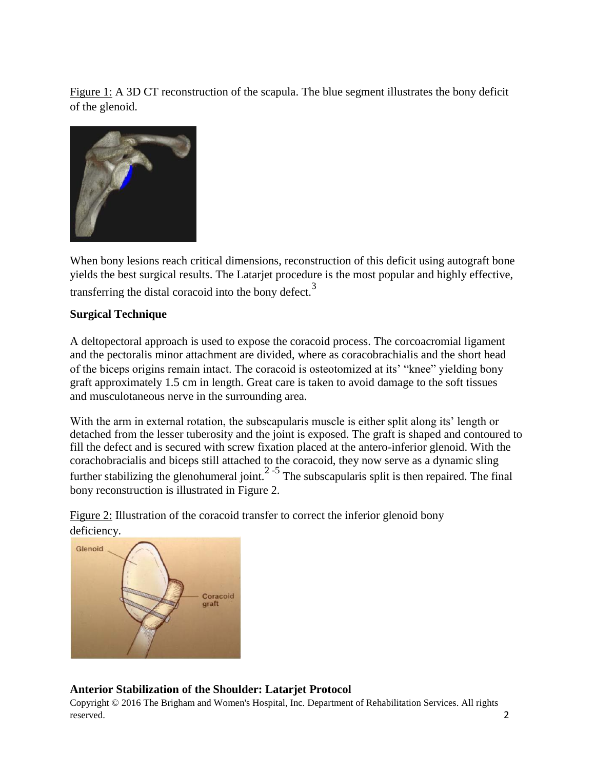Figure 1: A 3D CT reconstruction of the scapula. The blue segment illustrates the bony deficit of the glenoid.

When bony lesions reach critical dimensions, reconstruction of this deficit using autograft bone yields the best surgical results. The Latarjet procedure is the most popular and highly effective, transferring the distal coracoid into the bony defect.[3]

**Surgical Technique**

A deltopectoral approach is used to expose the coracoid process. The corcoacromial ligament and the pectoralis minor attachment are divided, where as coracobrachialis and the short head of the biceps origins remain intact. The coracoid is osteotomized at its' "knee" yielding bony graft approximately 1.5 cm in length. Great care is taken to avoid damage to the soft tissues and musculotaneous nerve in the surrounding area.

With the arm in external rotation, the subscapularis muscle is either split along its' length or detached from the lesser tuberosity and the joint is exposed. The graft is shaped and contoured to fill the defect and is secured with screw fixation placed at the antero-inferior glenoid. With the corachobracialis and biceps still attached to the coracoid, they now serve as a dynamic sling further stabilizing the glenohumeral joint.[2-5] The subscapularis split is then repaired. The final bony reconstruction is illustrated in Figure 2.

Figure 2: Illustration of the coracoid transfer to correct the inferior glenoid bony deficiency.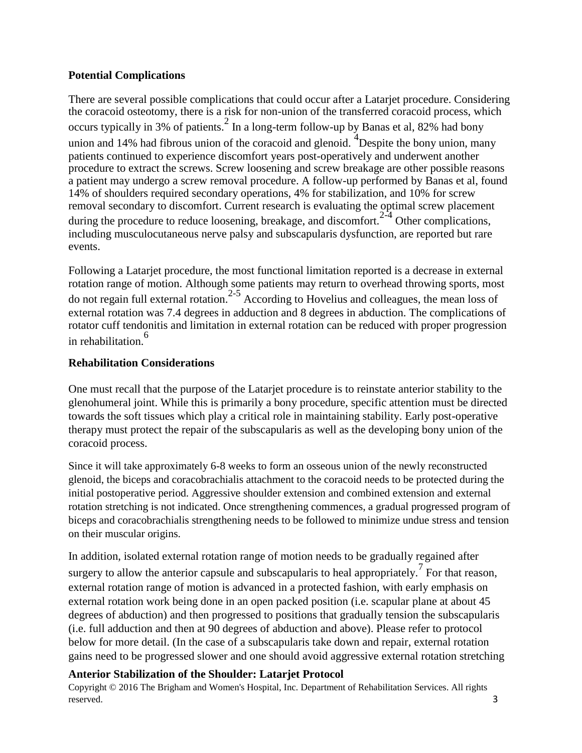**Potential Complications**

There are several possible complications that could occur after a Latarjet procedure. Considering the coracoid osteotomy, there is a risk for non-union of the transferred coracoid process, which occurs typically in 3% of patients.[2] In a long-term follow-up by Banas et al, 82% had bony union and 14% had fibrous union of the coracoid and glenoid. [4]Despite the bony union, many patients continued to experience discomfort years post-operatively and underwent another procedure to extract the screws. Screw loosening and screw breakage are other possible reasons a patient may undergo a screw removal procedure. A follow-up performed by Banas et al, found 14% of shoulders required secondary operations, 4% for stabilization, and 10% for screw removal secondary to discomfort. Current research is evaluating the optimal screw placement during the procedure to reduce loosening, breakage, and discomfort.[2-4] Other complications, including musculocutaneous nerve palsy and subscapularis dysfunction, are reported but rare events.

Following a Latarjet procedure, the most functional limitation reported is a decrease in external rotation range of motion. Although some patients may return to overhead throwing sports, most do not regain full external rotation.[2-5] According to Hovelius and colleagues, the mean loss of external rotation was 7.4 degrees in adduction and 8 degrees in abduction. The complications of rotator cuff tendonitis and limitation in external rotation can be reduced with proper progression in rehabilitation.[6]

**Rehabilitation Considerations**

One must recall that the purpose of the Latarjet procedure is to reinstate anterior stability to the glenohumeral joint. While this is primarily a bony procedure, specific attention must be directed towards the soft tissues which play a critical role in maintaining stability. Early post-operative therapy must protect the repair of the subscapularis as well as the developing bony union of the coracoid process.

Since it will take approximately 6-8 weeks to form an osseous union of the newly reconstructed glenoid, the biceps and coracobrachialis attachment to the coracoid needs to be protected during the initial postoperative period. Aggressive shoulder extension and combined extension and external rotation stretching is not indicated. Once strengthening commences, a gradual progressed program of biceps and coracobrachialis strengthening needs to be followed to minimize undue stress and tension on their muscular origins.

In addition, isolated external rotation range of motion needs to be gradually regained after surgery to allow the anterior capsule and subscapularis to heal appropriately.[7] For that reason, external rotation range of motion is advanced in a protected fashion, with early emphasis on external rotation work being done in an open packed position (i.e. scapular plane at about 45 degrees of abduction) and then progressed to positions that gradually tension the subscapularis (i.e. full adduction and then at 90 degrees of abduction and above). Please refer to protocol below for more detail. (In the case of a subscapularis take down and repair, external rotation gains need to be progressed slower and one should avoid aggressive external rotation stretching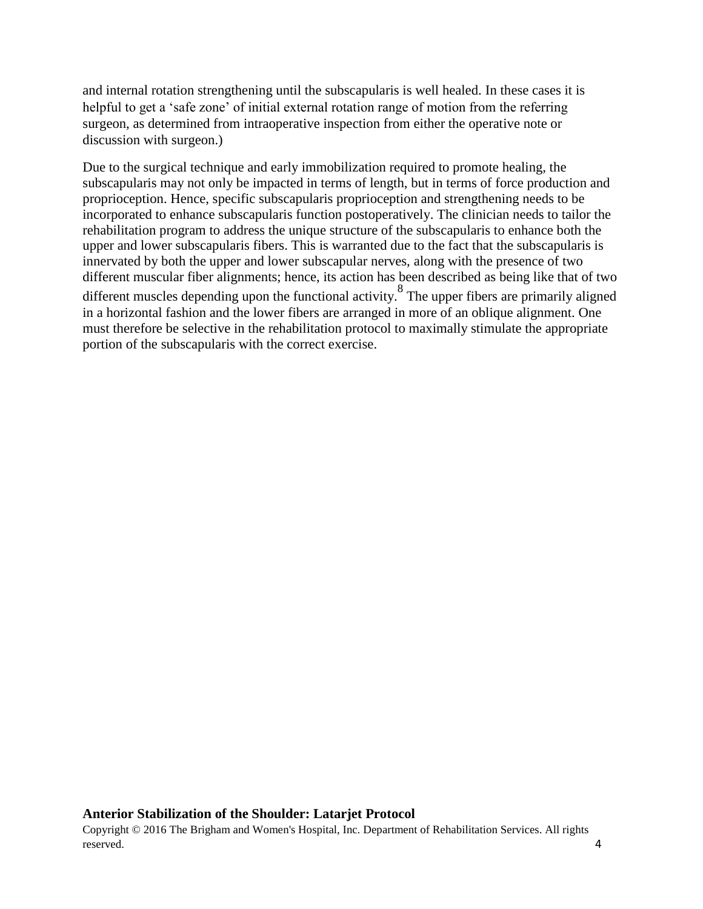and internal rotation strengthening until the subscapularis is well healed. In these cases it is helpful to get a 'safe zone' of initial external rotation range of motion from the referring surgeon, as determined from intraoperative inspection from either the operative note or discussion with surgeon.)

Due to the surgical technique and early immobilization required to promote healing, the subscapularis may not only be impacted in terms of length, but in terms of force production and proprioception. Hence, specific subscapularis proprioception and strengthening needs to be incorporated to enhance subscapularis function postoperatively. The clinician needs to tailor the rehabilitation program to address the unique structure of the subscapularis to enhance both the upper and lower subscapularis fibers. This is warranted due to the fact that the subscapularis is innervated by both the upper and lower subscapular nerves, along with the presence of two different muscular fiber alignments; hence, its action has been described as being like that of two different muscles depending upon the functional activity.[8] The upper fibers are primarily aligned in a horizontal fashion and the lower fibers are arranged in more of an oblique alignment. One must therefore be selective in the rehabilitation protocol to maximally stimulate the appropriate portion of the subscapularis with the correct exercise.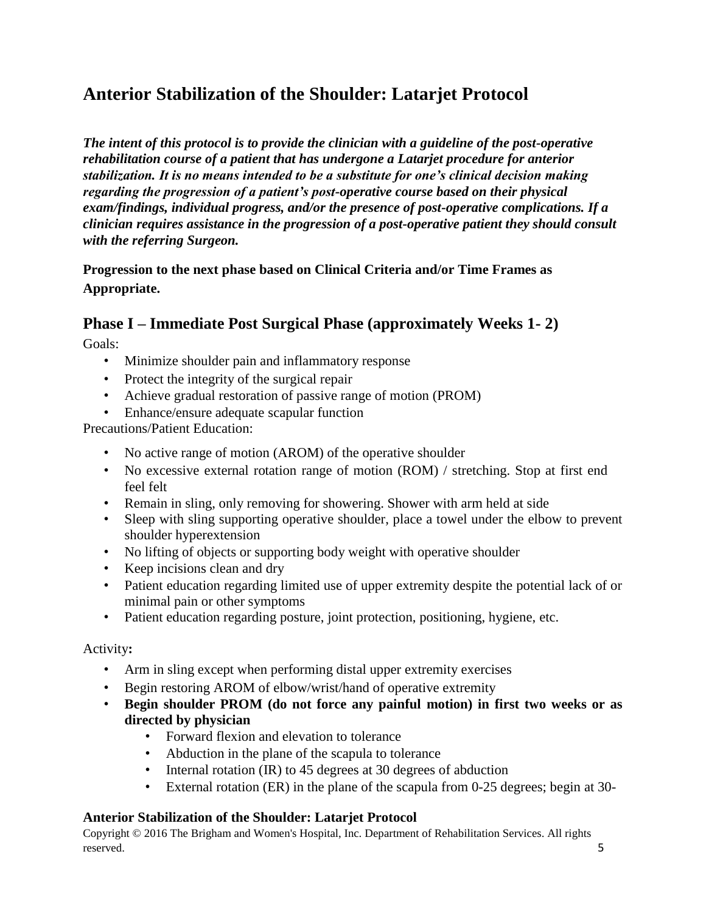# Anterior Stabilization of the Shoulder: Latarjet Protocol

***The intent of this protocol is to provide the clinician with a guideline of the post-operative rehabilitation course of a patient that has undergone a Latarjet procedure for anterior stabilization. It is no means intended to be a substitute for one's clinical decision making regarding the progression of a patient's post-operative course based on their physical exam/findings, individual progress, and/or the presence of post-operative complications. If a clinician requires assistance in the progression of a post-operative patient they should consult with the referring Surgeon.***

**Progression to the next phase based on Clinical Criteria and/or Time Frames as Appropriate.**

## Phase I – Immediate Post Surgical Phase (approximately Weeks 1- 2)

Goals:

- Minimize shoulder pain and inflammatory response
- Protect the integrity of the surgical repair
- Achieve gradual restoration of passive range of motion (PROM)
- Enhance/ensure adequate scapular function

Precautions/Patient Education:

- No active range of motion (AROM) of the operative shoulder
- No excessive external rotation range of motion (ROM) / stretching. Stop at first end feel felt
- Remain in sling, only removing for showering. Shower with arm held at side
- Sleep with sling supporting operative shoulder, place a towel under the elbow to prevent shoulder hyperextension
- No lifting of objects or supporting body weight with operative shoulder
- Keep incisions clean and dry
- Patient education regarding limited use of upper extremity despite the potential lack of or minimal pain or other symptoms
- Patient education regarding posture, joint protection, positioning, hygiene, etc.

Activity**:**

- Arm in sling except when performing distal upper extremity exercises
- Begin restoring AROM of elbow/wrist/hand of operative extremity
- **Begin shoulder PROM (do not force any painful motion) in first two weeks or as directed by physician**
  - Forward flexion and elevation to tolerance
  - Abduction in the plane of the scapula to tolerance
  - Internal rotation (IR) to 45 degrees at 30 degrees of abduction
  - External rotation (ER) in the plane of the scapula from 0-25 degrees; begin at 30-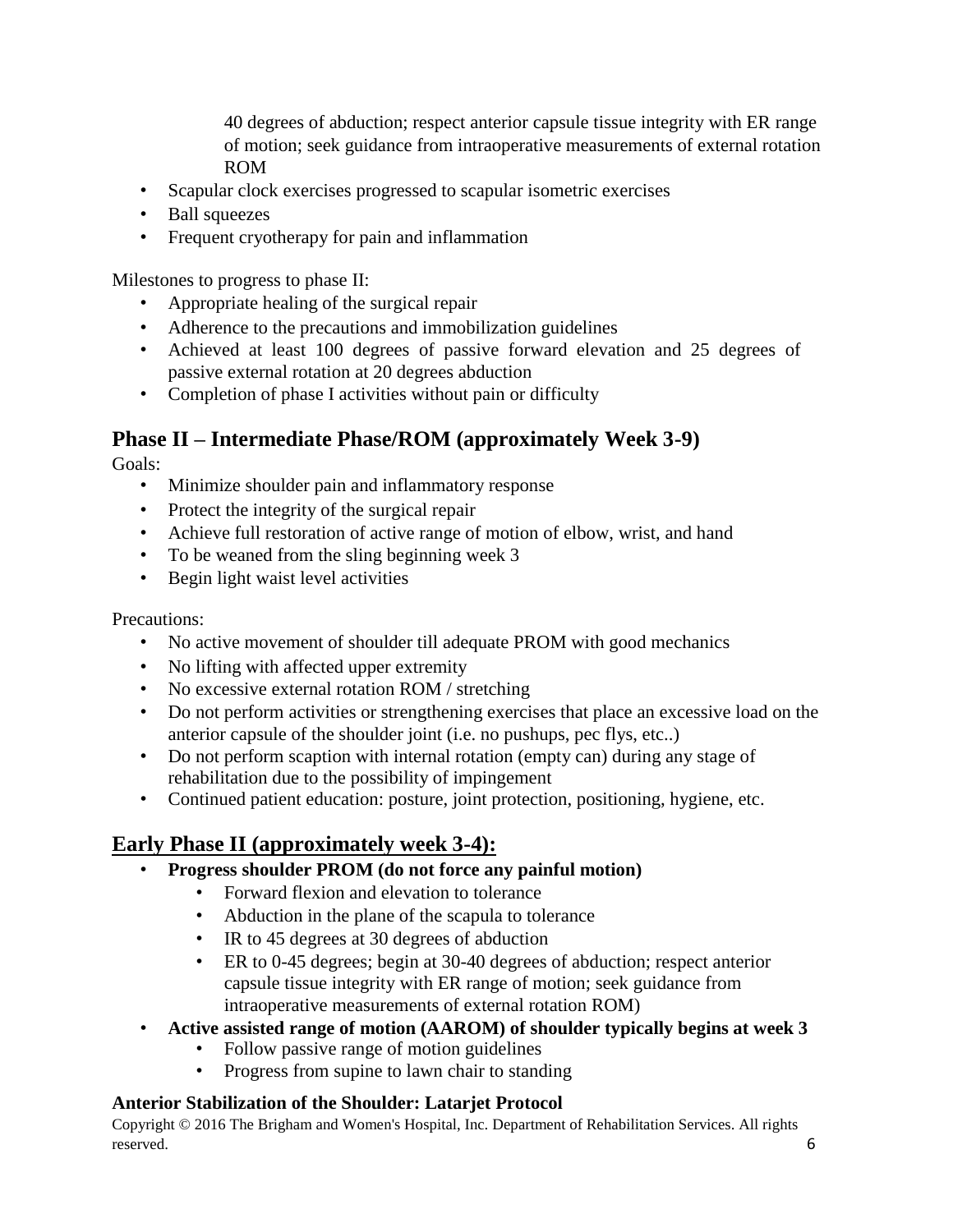40 degrees of abduction; respect anterior capsule tissue integrity with ER range of motion; seek guidance from intraoperative measurements of external rotation ROM

- Scapular clock exercises progressed to scapular isometric exercises
- Ball squeezes
- Frequent cryotherapy for pain and inflammation

Milestones to progress to phase II:

- Appropriate healing of the surgical repair
- Adherence to the precautions and immobilization guidelines
- Achieved at least 100 degrees of passive forward elevation and 25 degrees of passive external rotation at 20 degrees abduction
- Completion of phase I activities without pain or difficulty

## Phase II – Intermediate Phase/ROM (approximately Week 3-9)

Goals:

- Minimize shoulder pain and inflammatory response
- Protect the integrity of the surgical repair
- Achieve full restoration of active range of motion of elbow, wrist, and hand
- To be weaned from the sling beginning week 3
- Begin light waist level activities

Precautions:

- No active movement of shoulder till adequate PROM with good mechanics
- No lifting with affected upper extremity
- No excessive external rotation ROM / stretching
- Do not perform activities or strengthening exercises that place an excessive load on the anterior capsule of the shoulder joint (i.e. no pushups, pec flys, etc..)
- Do not perform scaption with internal rotation (empty can) during any stage of rehabilitation due to the possibility of impingement
- Continued patient education: posture, joint protection, positioning, hygiene, etc.

## Early Phase II (approximately week 3-4):

- **Progress shoulder PROM (do not force any painful motion)**
    - Forward flexion and elevation to tolerance
    - Abduction in the plane of the scapula to tolerance
    - IR to 45 degrees at 30 degrees of abduction
    - ER to 0-45 degrees; begin at 30-40 degrees of abduction; respect anterior capsule tissue integrity with ER range of motion; seek guidance from intraoperative measurements of external rotation ROM)
- **Active assisted range of motion (AAROM) of shoulder typically begins at week 3**
    - Follow passive range of motion guidelines
    - Progress from supine to lawn chair to standing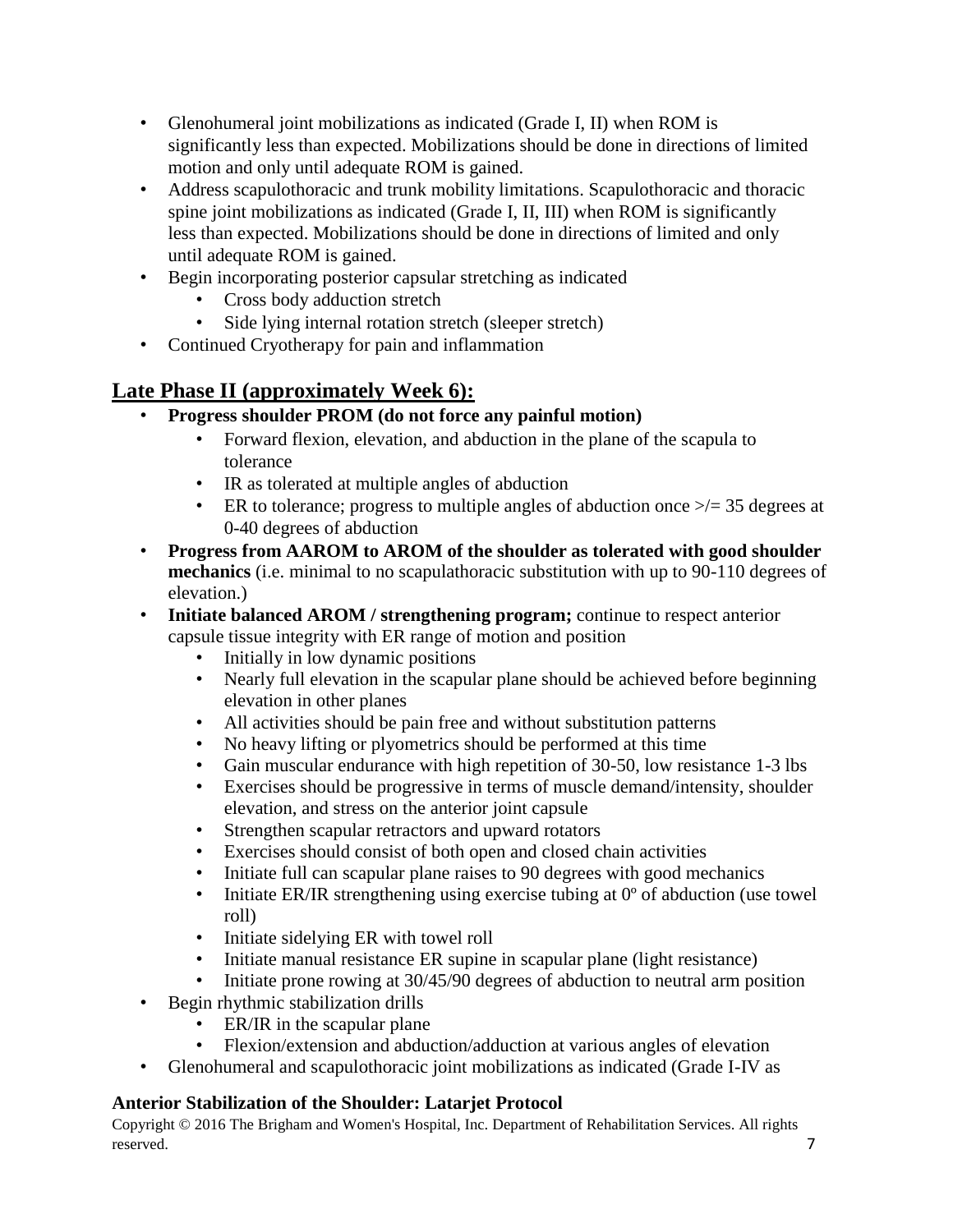- Glenohumeral joint mobilizations as indicated (Grade I, II) when ROM is significantly less than expected. Mobilizations should be done in directions of limited motion and only until adequate ROM is gained.
- Address scapulothoracic and trunk mobility limitations. Scapulothoracic and thoracic spine joint mobilizations as indicated (Grade I, II, III) when ROM is significantly less than expected. Mobilizations should be done in directions of limited and only until adequate ROM is gained.
- Begin incorporating posterior capsular stretching as indicated
  - Cross body adduction stretch
  - Side lying internal rotation stretch (sleeper stretch)
- Continued Cryotherapy for pain and inflammation

## Late Phase II (approximately Week 6):

- **Progress shoulder PROM (do not force any painful motion)**
  - Forward flexion, elevation, and abduction in the plane of the scapula to tolerance
  - IR as tolerated at multiple angles of abduction
  - ER to tolerance; progress to multiple angles of abduction once >/= 35 degrees at 0-40 degrees of abduction
- **Progress from AAROM to AROM of the shoulder as tolerated with good shoulder mechanics** (i.e. minimal to no scapulathoracic substitution with up to 90-110 degrees of elevation.)
- **Initiate balanced AROM / strengthening program;** continue to respect anterior capsule tissue integrity with ER range of motion and position
  - Initially in low dynamic positions
  - Nearly full elevation in the scapular plane should be achieved before beginning elevation in other planes
  - All activities should be pain free and without substitution patterns
  - No heavy lifting or plyometrics should be performed at this time
  - Gain muscular endurance with high repetition of 30-50, low resistance 1-3 lbs
  - Exercises should be progressive in terms of muscle demand/intensity, shoulder elevation, and stress on the anterior joint capsule
  - Strengthen scapular retractors and upward rotators
  - Exercises should consist of both open and closed chain activities
  - Initiate full can scapular plane raises to 90 degrees with good mechanics
  - Initiate ER/IR strengthening using exercise tubing at 0º of abduction (use towel roll)
  - Initiate sidelying ER with towel roll
  - Initiate manual resistance ER supine in scapular plane (light resistance)
  - Initiate prone rowing at 30/45/90 degrees of abduction to neutral arm position
- Begin rhythmic stabilization drills
  - ER/IR in the scapular plane
  - Flexion/extension and abduction/adduction at various angles of elevation
- Glenohumeral and scapulothoracic joint mobilizations as indicated (Grade I-IV as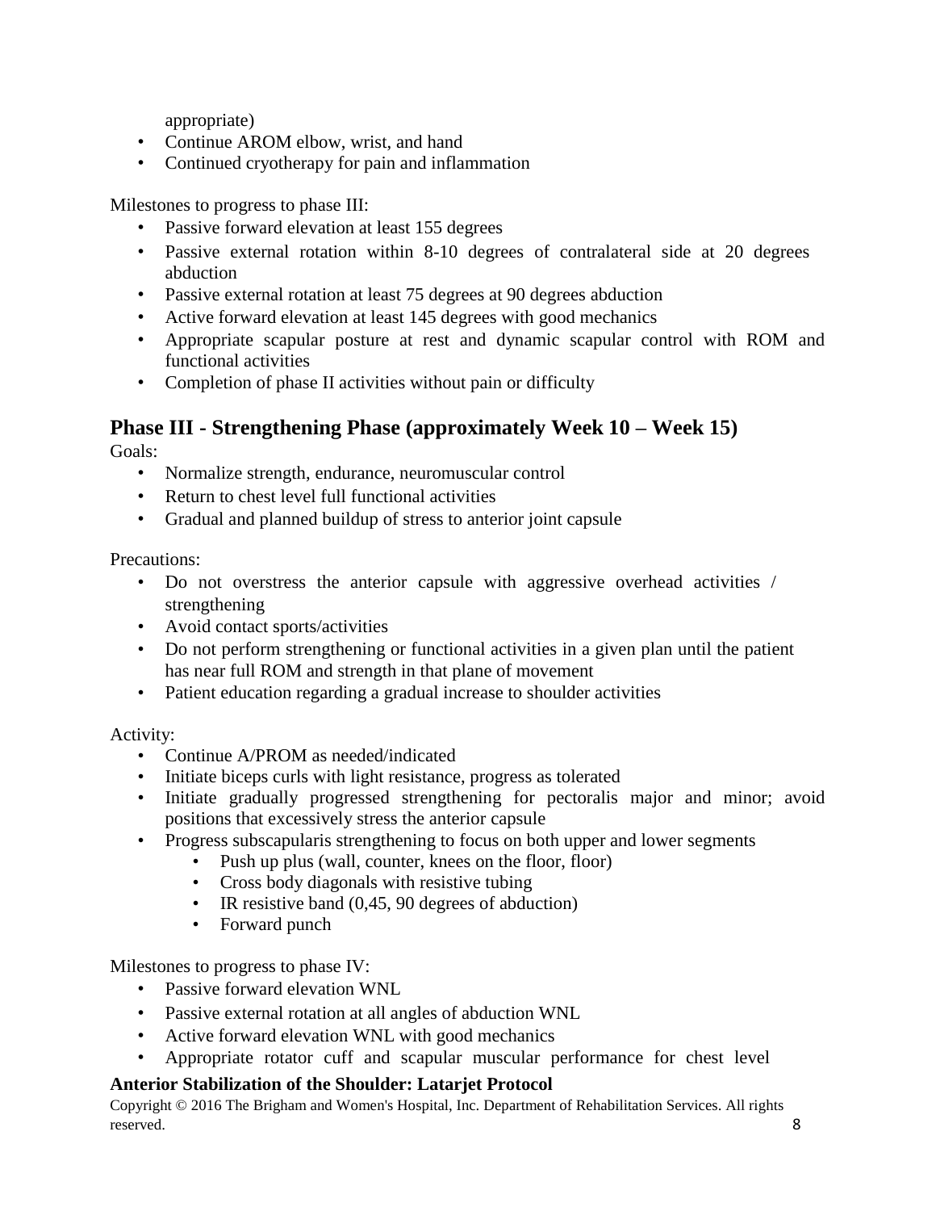appropriate)

- Continue AROM elbow, wrist, and hand
- Continued cryotherapy for pain and inflammation

Milestones to progress to phase III:

- Passive forward elevation at least 155 degrees
- Passive external rotation within 8-10 degrees of contralateral side at 20 degrees abduction
- Passive external rotation at least 75 degrees at 90 degrees abduction
- Active forward elevation at least 145 degrees with good mechanics
- Appropriate scapular posture at rest and dynamic scapular control with ROM and functional activities
- Completion of phase II activities without pain or difficulty

## Phase III - Strengthening Phase (approximately Week 10 – Week 15)

Goals:

- Normalize strength, endurance, neuromuscular control
- Return to chest level full functional activities
- Gradual and planned buildup of stress to anterior joint capsule

Precautions:

- Do not overstress the anterior capsule with aggressive overhead activities / strengthening
- Avoid contact sports/activities
- Do not perform strengthening or functional activities in a given plan until the patient has near full ROM and strength in that plane of movement
- Patient education regarding a gradual increase to shoulder activities

Activity:

- Continue A/PROM as needed/indicated
- Initiate biceps curls with light resistance, progress as tolerated
- Initiate gradually progressed strengthening for pectoralis major and minor; avoid positions that excessively stress the anterior capsule
- Progress subscapularis strengthening to focus on both upper and lower segments
    - Push up plus (wall, counter, knees on the floor, floor)
    - Cross body diagonals with resistive tubing
    - IR resistive band (0,45, 90 degrees of abduction)
    - Forward punch

Milestones to progress to phase IV:

- Passive forward elevation WNL
- Passive external rotation at all angles of abduction WNL
- Active forward elevation WNL with good mechanics
- Appropriate rotator cuff and scapular muscular performance for chest level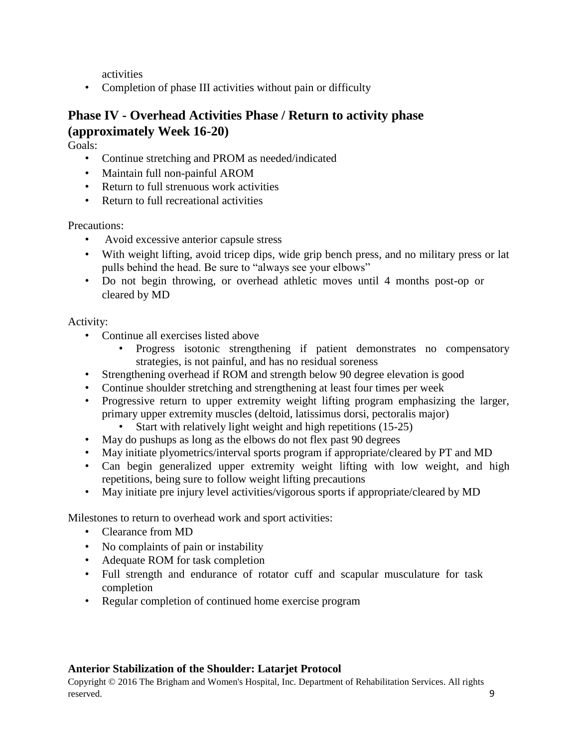activities

- Completion of phase III activities without pain or difficulty

## Phase IV - Overhead Activities Phase / Return to activity phase (approximately Week 16-20)

Goals:

- Continue stretching and PROM as needed/indicated
- Maintain full non-painful AROM
- Return to full strenuous work activities
- Return to full recreational activities

Precautions:

- Avoid excessive anterior capsule stress
- With weight lifting, avoid tricep dips, wide grip bench press, and no military press or lat pulls behind the head. Be sure to "always see your elbows"
- Do not begin throwing, or overhead athletic moves until 4 months post-op or cleared by MD

Activity:

- Continue all exercises listed above
    - Progress isotonic strengthening if patient demonstrates no compensatory strategies, is not painful, and has no residual soreness
- Strengthening overhead if ROM and strength below 90 degree elevation is good
- Continue shoulder stretching and strengthening at least four times per week
- Progressive return to upper extremity weight lifting program emphasizing the larger, primary upper extremity muscles (deltoid, latissimus dorsi, pectoralis major)
    - Start with relatively light weight and high repetitions (15-25)
- May do pushups as long as the elbows do not flex past 90 degrees
- May initiate plyometrics/interval sports program if appropriate/cleared by PT and MD
- Can begin generalized upper extremity weight lifting with low weight, and high repetitions, being sure to follow weight lifting precautions
- May initiate pre injury level activities/vigorous sports if appropriate/cleared by MD

Milestones to return to overhead work and sport activities:

- Clearance from MD
- No complaints of pain or instability
- Adequate ROM for task completion
- Full strength and endurance of rotator cuff and scapular musculature for task completion
- Regular completion of continued home exercise program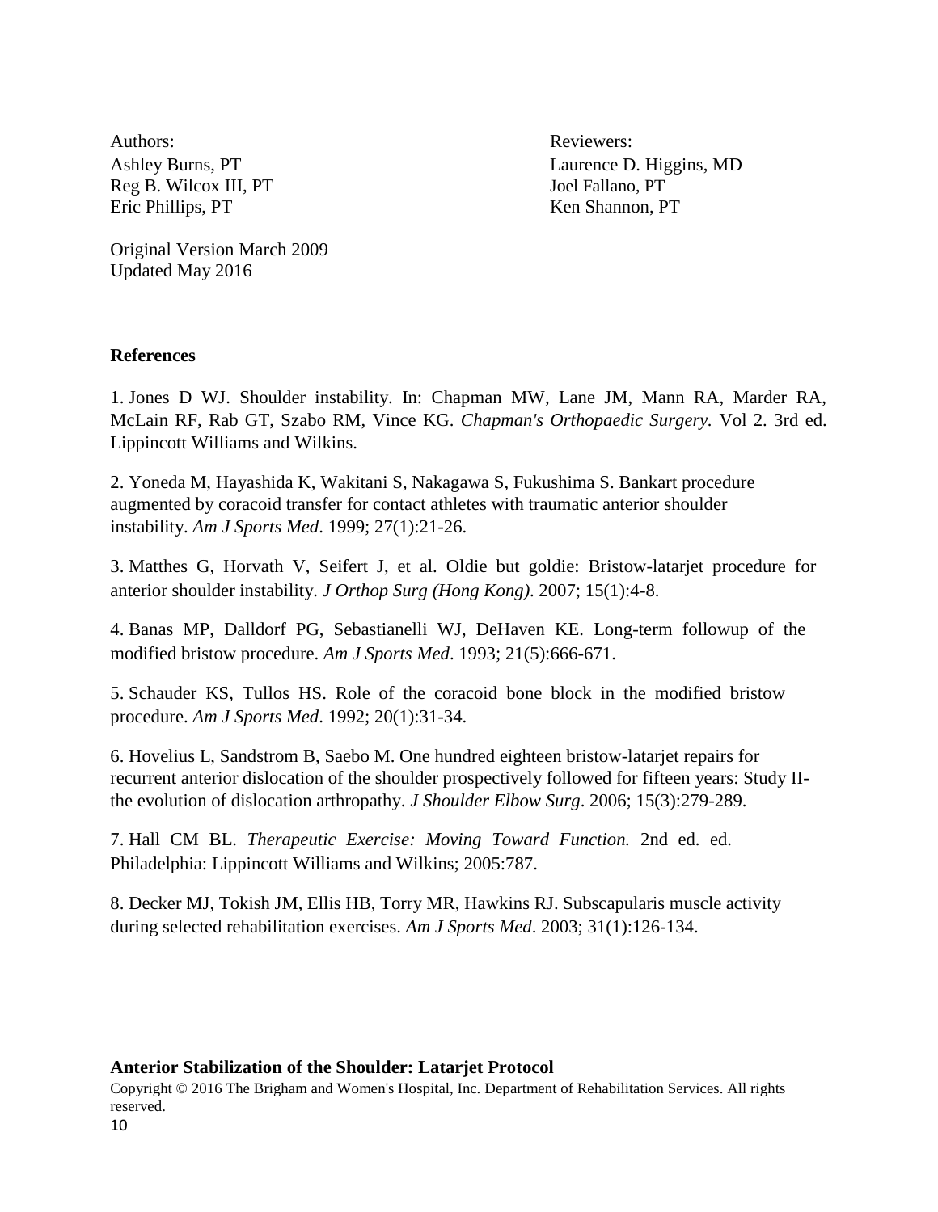Authors:
Ashley Burns, PT
Reg B. Wilcox III, PT
Eric Phillips, PT

Reviewers:
Laurence D. Higgins, MD
Joel Fallano, PT
Ken Shannon, PT

Original Version March 2009
Updated May 2016

**References**

1. Jones D WJ. Shoulder instability. In: Chapman MW, Lane JM, Mann RA, Marder RA, McLain RF, Rab GT, Szabo RM, Vince KG. *Chapman's Orthopaedic Surgery.* Vol 2. 3rd ed. Lippincott Williams and Wilkins.

2. Yoneda M, Hayashida K, Wakitani S, Nakagawa S, Fukushima S. Bankart procedure augmented by coracoid transfer for contact athletes with traumatic anterior shoulder instability. *Am J Sports Med*. 1999; 27(1):21-26.

3. Matthes G, Horvath V, Seifert J, et al. Oldie but goldie: Bristow-latarjet procedure for anterior shoulder instability. *J Orthop Surg (Hong Kong)*. 2007; 15(1):4-8.

4. Banas MP, Dalldorf PG, Sebastianelli WJ, DeHaven KE. Long-term followup of the modified bristow procedure. *Am J Sports Med*. 1993; 21(5):666-671.

5. Schauder KS, Tullos HS. Role of the coracoid bone block in the modified bristow procedure. *Am J Sports Med*. 1992; 20(1):31-34.

6. Hovelius L, Sandstrom B, Saebo M. One hundred eighteen bristow-latarjet repairs for recurrent anterior dislocation of the shoulder prospectively followed for fifteen years: Study II-the evolution of dislocation arthropathy. *J Shoulder Elbow Surg*. 2006; 15(3):279-289.

7. Hall CM BL. *Therapeutic Exercise: Moving Toward Function.* 2nd ed. ed. Philadelphia: Lippincott Williams and Wilkins; 2005:787.

8. Decker MJ, Tokish JM, Ellis HB, Torry MR, Hawkins RJ. Subscapularis muscle activity during selected rehabilitation exercises. *Am J Sports Med*. 2003; 31(1):126-134.